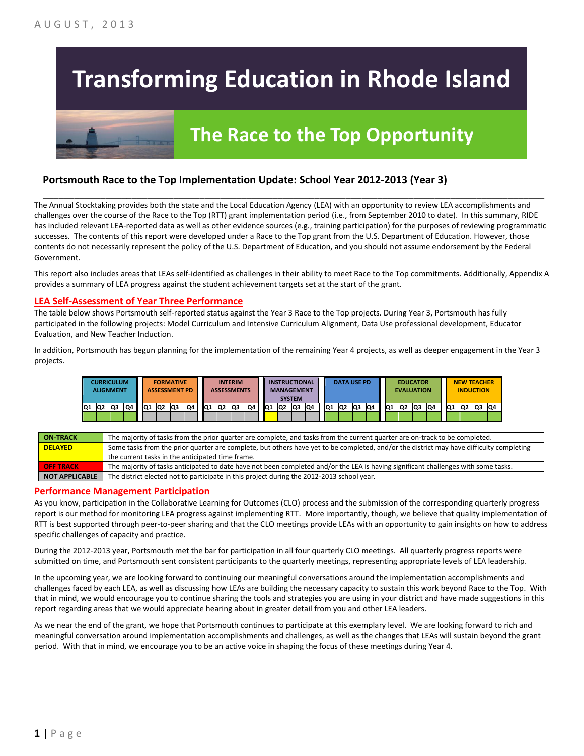AUGUST, 2013

# Transforming Education in Rhode Island

## The Race to the Top Opportunity

### Portsmouth Race to the Top Implementation Update: School Year 2012-2013 (Year 3)

The Annual Stocktaking provides both the state and the Local Education Agency (LEA) with an opportunity to review LEA accomplishments and challenges over the course of the Race to the Top (RTT) grant implementation period (i.e., from September 2010 to date). In this summary, RIDE has included relevant LEA-reported data as well as other evidence sources (e.g., training participation) for the purposes of reviewing programmatic successes. The contents of this report were developed under a Race to the Top grant from the U.S. Department of Education. However, those contents do not necessarily represent the policy of the U.S. Department of Education, and you should not assume endorsement by the Federal Government.

This report also includes areas that LEAs self-identified as challenges in their ability to meet Race to the Top commitments. Additionally, Appendix A provides a summary of LEA progress against the student achievement targets set at the start of the grant.

## LEA Self-Assessment of Year Three Performance

The table below shows Portsmouth self-reported status against the Year 3 Race to the Top projects. During Year 3, Portsmouth has fully participated in the following projects: Model Curriculum and Intensive Curriculum Alignment, Data Use professional development, Educator Evaluation, and New Teacher Induction.

In addition, Portsmouth has begun planning for the implementation of the remaining Year 4 projects, as well as deeper engagement in the Year 3 projects.

| CURRICULUM ALIGNMENT | | | | FORMATIVE ASSESSMENT PD | | | | INTERIM ASSESSMENTS | | | | INSTRUCTIONAL MANAGEMENT SYSTEM | | | | DATA USE PD | | | | EDUCATOR EVALUATION | | | | NEW TEACHER INDUCTION | | | |
|---|---|---|---|---|---|---|---|---|---|---|---|---|---|---|---|---|---|---|---|---|---|---|---|---|---|---|---|
| Q1 | Q2 | Q3 | Q4 | Q1 | Q2 | Q3 | Q4 | Q1 | Q2 | Q3 | Q4 | Q1 | Q2 | Q3 | Q4 | Q1 | Q2 | Q3 | Q4 | Q1 | Q2 | Q3 | Q4 | Q1 | Q2 | Q3 | Q4 |
| On-Track | On-Track | On-Track | On-Track | Not Applicable | Not Applicable | Not Applicable | Not Applicable | Not Applicable | Not Applicable | Not Applicable | Not Applicable | Delayed | Not Applicable | Not Applicable | Not Applicable | On-Track | On-Track | On-Track | On-Track | On-Track | On-Track | On-Track | On-Track | On-Track | On-Track | On-Track | On-Track |

| Status | Description |
|---|---|
| ON-TRACK | The majority of tasks from the prior quarter are complete, and tasks from the current quarter are on-track to be completed. |
| DELAYED | Some tasks from the prior quarter are complete, but others have yet to be completed, and/or the district may have difficulty completing the current tasks in the anticipated time frame. |
| OFF TRACK | The majority of tasks anticipated to date have not been completed and/or the LEA is having significant challenges with some tasks. |
| NOT APPLICABLE | The district elected not to participate in this project during the 2012-2013 school year. |

## Performance Management Participation

As you know, participation in the Collaborative Learning for Outcomes (CLO) process and the submission of the corresponding quarterly progress report is our method for monitoring LEA progress against implementing RTT. More importantly, though, we believe that quality implementation of RTT is best supported through peer-to-peer sharing and that the CLO meetings provide LEAs with an opportunity to gain insights on how to address specific challenges of capacity and practice.

During the 2012-2013 year, Portsmouth met the bar for participation in all four quarterly CLO meetings. All quarterly progress reports were submitted on time, and Portsmouth sent consistent participants to the quarterly meetings, representing appropriate levels of LEA leadership.

In the upcoming year, we are looking forward to continuing our meaningful conversations around the implementation accomplishments and challenges faced by each LEA, as well as discussing how LEAs are building the necessary capacity to sustain this work beyond Race to the Top. With that in mind, we would encourage you to continue sharing the tools and strategies you are using in your district and have made suggestions in this report regarding areas that we would appreciate hearing about in greater detail from you and other LEA leaders.

As we near the end of the grant, we hope that Portsmouth continues to participate at this exemplary level. We are looking forward to rich and meaningful conversation around implementation accomplishments and challenges, as well as the changes that LEAs will sustain beyond the grant period. With that in mind, we encourage you to be an active voice in shaping the focus of these meetings during Year 4.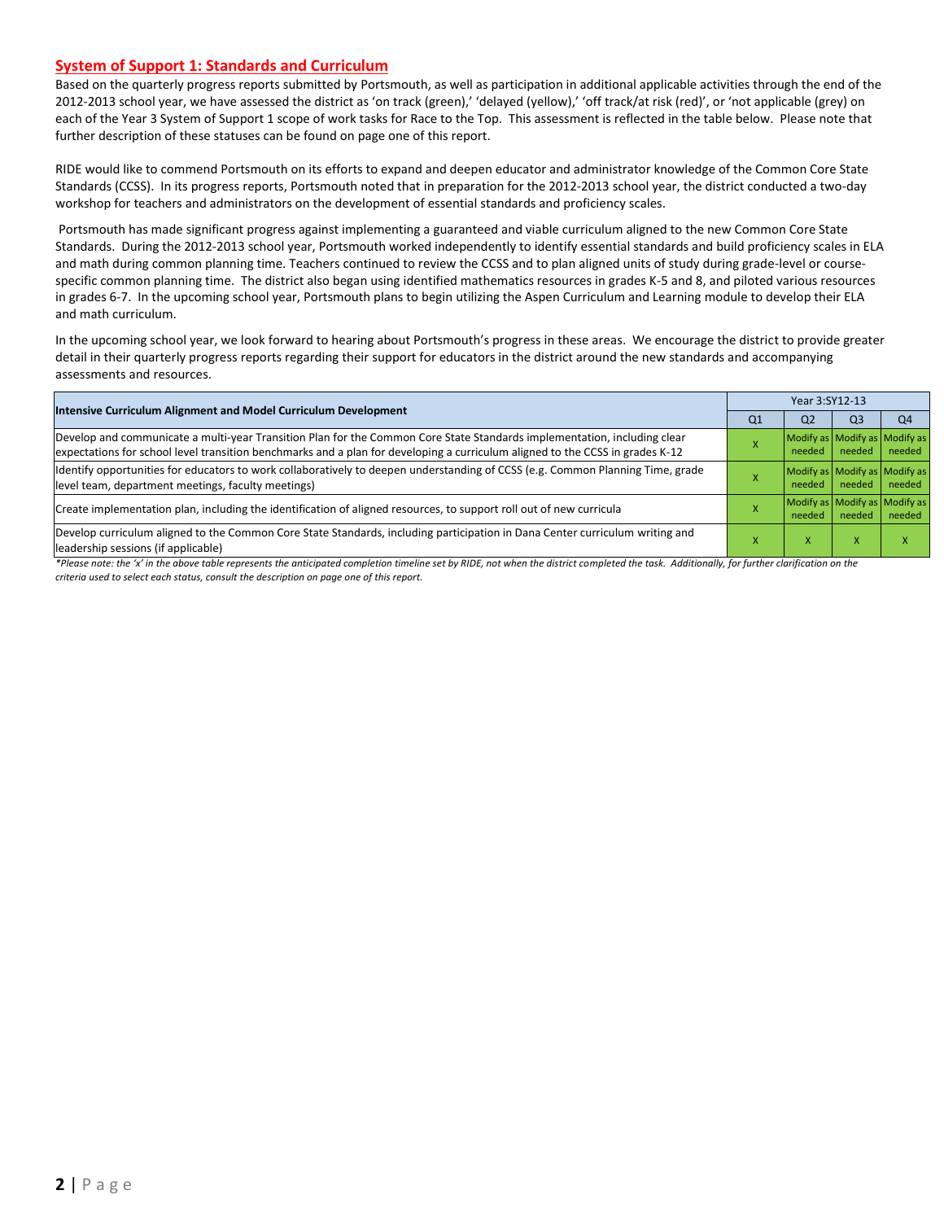## System of Support 1: Standards and Curriculum

Based on the quarterly progress reports submitted by Portsmouth, as well as participation in additional applicable activities through the end of the 2012-2013 school year, we have assessed the district as 'on track (green),' 'delayed (yellow),' 'off track/at risk (red)', or 'not applicable (grey) on each of the Year 3 System of Support 1 scope of work tasks for Race to the Top. This assessment is reflected in the table below. Please note that further description of these statuses can be found on page one of this report.

RIDE would like to commend Portsmouth on its efforts to expand and deepen educator and administrator knowledge of the Common Core State Standards (CCSS). In its progress reports, Portsmouth noted that in preparation for the 2012-2013 school year, the district conducted a two-day workshop for teachers and administrators on the development of essential standards and proficiency scales.

Portsmouth has made significant progress against implementing a guaranteed and viable curriculum aligned to the new Common Core State Standards. During the 2012-2013 school year, Portsmouth worked independently to identify essential standards and build proficiency scales in ELA and math during common planning time. Teachers continued to review the CCSS and to plan aligned units of study during grade-level or course-specific common planning time. The district also began using identified mathematics resources in grades K-5 and 8, and piloted various resources in grades 6-7. In the upcoming school year, Portsmouth plans to begin utilizing the Aspen Curriculum and Learning module to develop their ELA and math curriculum.

In the upcoming school year, we look forward to hearing about Portsmouth's progress in these areas. We encourage the district to provide greater detail in their quarterly progress reports regarding their support for educators in the district around the new standards and accompanying assessments and resources.

| Intensive Curriculum Alignment and Model Curriculum Development | Year 3:SY12-13 | | | |
|---|---|---|---|---|
| | Q1 | Q2 | Q3 | Q4 |
| Develop and communicate a multi-year Transition Plan for the Common Core State Standards implementation, including clear expectations for school level transition benchmarks and a plan for developing a curriculum aligned to the CCSS in grades K-12 | X | Modify as needed | Modify as needed | Modify as needed |
| Identify opportunities for educators to work collaboratively to deepen understanding of CCSS (e.g. Common Planning Time, grade level team, department meetings, faculty meetings) | X | Modify as needed | Modify as needed | Modify as needed |
| Create implementation plan, including the identification of aligned resources, to support roll out of new curricula | X | Modify as needed | Modify as needed | Modify as needed |
| Develop curriculum aligned to the Common Core State Standards, including participation in Dana Center curriculum writing and leadership sessions (if applicable) | X | X | X | X |

*\*Please note: the 'x' in the above table represents the anticipated completion timeline set by RIDE, not when the district completed the task. Additionally, for further clarification on the criteria used to select each status, consult the description on page one of this report.*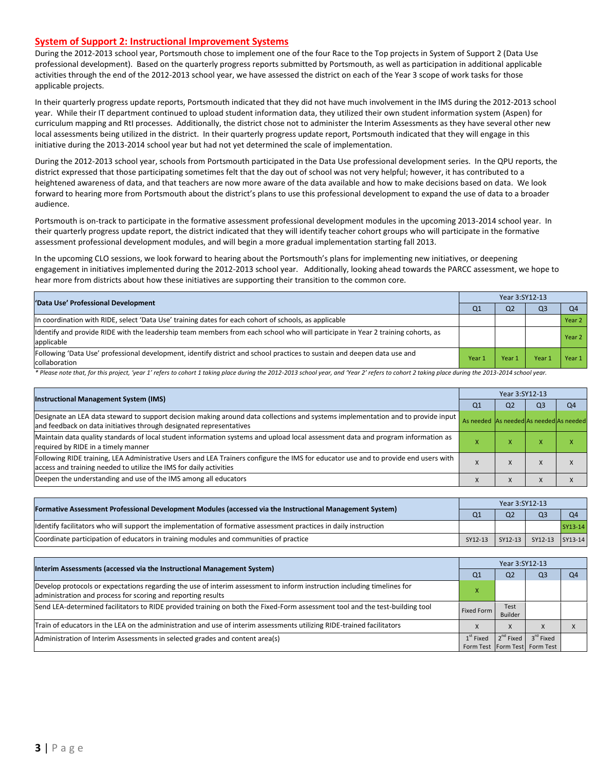## System of Support 2: Instructional Improvement Systems

During the 2012-2013 school year, Portsmouth chose to implement one of the four Race to the Top projects in System of Support 2 (Data Use professional development). Based on the quarterly progress reports submitted by Portsmouth, as well as participation in additional applicable activities through the end of the 2012-2013 school year, we have assessed the district on each of the Year 3 scope of work tasks for those applicable projects.

In their quarterly progress update reports, Portsmouth indicated that they did not have much involvement in the IMS during the 2012-2013 school year. While their IT department continued to upload student information data, they utilized their own student information system (Aspen) for curriculum mapping and RtI processes. Additionally, the district chose not to administer the Interim Assessments as they have several other new local assessments being utilized in the district. In their quarterly progress update report, Portsmouth indicated that they will engage in this initiative during the 2013-2014 school year but had not yet determined the scale of implementation.

During the 2012-2013 school year, schools from Portsmouth participated in the Data Use professional development series. In the QPU reports, the district expressed that those participating sometimes felt that the day out of school was not very helpful; however, it has contributed to a heightened awareness of data, and that teachers are now more aware of the data available and how to make decisions based on data. We look forward to hearing more from Portsmouth about the district's plans to use this professional development to expand the use of data to a broader audience.

Portsmouth is on-track to participate in the formative assessment professional development modules in the upcoming 2013-2014 school year. In their quarterly progress update report, the district indicated that they will identify teacher cohort groups who will participate in the formative assessment professional development modules, and will begin a more gradual implementation starting fall 2013.

In the upcoming CLO sessions, we look forward to hearing about the Portsmouth's plans for implementing new initiatives, or deepening engagement in initiatives implemented during the 2012-2013 school year. Additionally, looking ahead towards the PARCC assessment, we hope to hear more from districts about how these initiatives are supporting their transition to the common core.

| 'Data Use' Professional Development | Year 3:SY12-13 | | | |
|---|---|---|---|---|
| | Q1 | Q2 | Q3 | Q4 |
| In coordination with RIDE, select 'Data Use' training dates for each cohort of schools, as applicable | | | | Year 2 |
| Identify and provide RIDE with the leadership team members from each school who will participate in Year 2 training cohorts, as applicable | | | | Year 2 |
| Following 'Data Use' professional development, identify district and school practices to sustain and deepen data use and collaboration | Year 1 | Year 1 | Year 1 | Year 1 |

*\* Please note that, for this project, 'year 1' refers to cohort 1 taking place during the 2012-2013 school year, and 'Year 2' refers to cohort 2 taking place during the 2013-2014 school year.*

| Instructional Management System (IMS) | Year 3:SY12-13 | | | |
|---|---|---|---|---|
| | Q1 | Q2 | Q3 | Q4 |
| Designate an LEA data steward to support decision making around data collections and systems implementation and to provide input and feedback on data initiatives through designated representatives | As needed | As needed | As needed | As needed |
| Maintain data quality standards of local student information systems and upload local assessment data and program information as required by RIDE in a timely manner | x | x | x | x |
| Following RIDE training, LEA Administrative Users and LEA Trainers configure the IMS for educator use and to provide end users with access and training needed to utilize the IMS for daily activities | x | x | x | x |
| Deepen the understanding and use of the IMS among all educators | x | x | x | x |

| Formative Assessment Professional Development Modules (accessed via the Instructional Management System) | Year 3:SY12-13 | | | |
|---|---|---|---|---|
| | Q1 | Q2 | Q3 | Q4 |
| Identify facilitators who will support the implementation of formative assessment practices in daily instruction | | | | SY13-14 |
| Coordinate participation of educators in training modules and communities of practice | SY12-13 | SY12-13 | SY12-13 | SY13-14 |

| Interim Assessments (accessed via the Instructional Management System) | Year 3:SY12-13 | | | |
|---|---|---|---|---|
| | Q1 | Q2 | Q3 | Q4 |
| Develop protocols or expectations regarding the use of interim assessment to inform instruction including timelines for administration and process for scoring and reporting results | x | | | |
| Send LEA-determined facilitators to RIDE provided training on both the Fixed-Form assessment tool and the test-building tool | Fixed Form | Test Builder | | |
| Train of educators in the LEA on the administration and use of interim assessments utilizing RIDE-trained facilitators | x | x | x | x |
| Administration of Interim Assessments in selected grades and content area(s) | 1st Fixed Form Test | 2nd Fixed Form Test | 3rd Fixed Form Test | |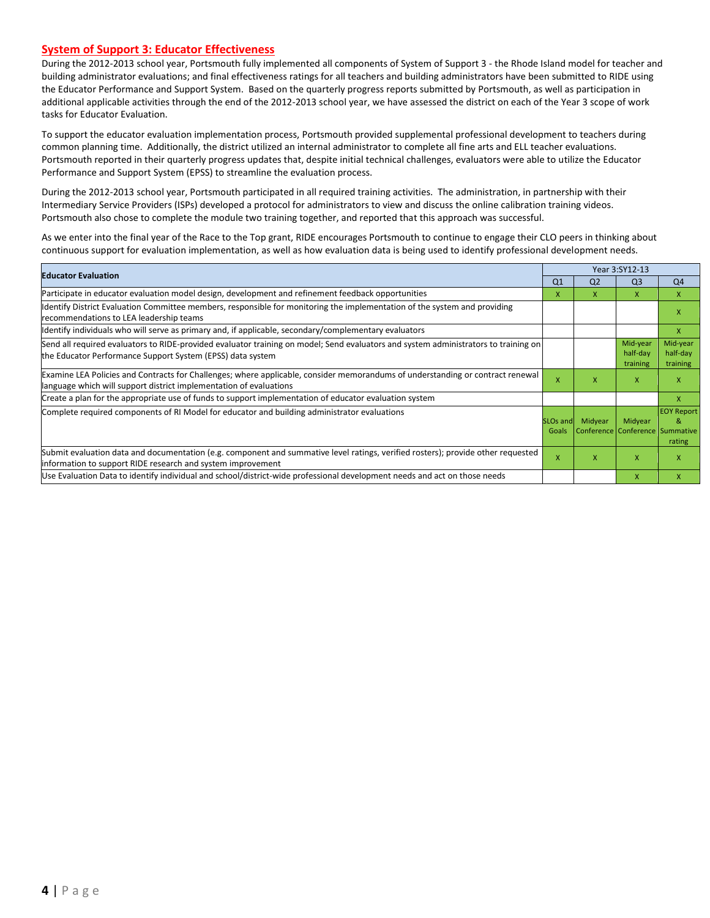## System of Support 3: Educator Effectiveness

During the 2012-2013 school year, Portsmouth fully implemented all components of System of Support 3 - the Rhode Island model for teacher and building administrator evaluations; and final effectiveness ratings for all teachers and building administrators have been submitted to RIDE using the Educator Performance and Support System. Based on the quarterly progress reports submitted by Portsmouth, as well as participation in additional applicable activities through the end of the 2012-2013 school year, we have assessed the district on each of the Year 3 scope of work tasks for Educator Evaluation.

To support the educator evaluation implementation process, Portsmouth provided supplemental professional development to teachers during common planning time. Additionally, the district utilized an internal administrator to complete all fine arts and ELL teacher evaluations. Portsmouth reported in their quarterly progress updates that, despite initial technical challenges, evaluators were able to utilize the Educator Performance and Support System (EPSS) to streamline the evaluation process.

During the 2012-2013 school year, Portsmouth participated in all required training activities. The administration, in partnership with their Intermediary Service Providers (ISPs) developed a protocol for administrators to view and discuss the online calibration training videos. Portsmouth also chose to complete the module two training together, and reported that this approach was successful.

As we enter into the final year of the Race to the Top grant, RIDE encourages Portsmouth to continue to engage their CLO peers in thinking about continuous support for evaluation implementation, as well as how evaluation data is being used to identify professional development needs.

| Educator Evaluation | Year 3:SY12-13 | | | |
|---|---|---|---|---|
| | Q1 | Q2 | Q3 | Q4 |
| Participate in educator evaluation model design, development and refinement feedback opportunities | X | X | X | X |
| Identify District Evaluation Committee members, responsible for monitoring the implementation of the system and providing recommendations to LEA leadership teams | | | | X |
| Identify individuals who will serve as primary and, if applicable, secondary/complementary evaluators | | | | X |
| Send all required evaluators to RIDE-provided evaluator training on model; Send evaluators and system administrators to training on the Educator Performance Support System (EPSS) data system | | | Mid-year half-day training | Mid-year half-day training |
| Examine LEA Policies and Contracts for Challenges; where applicable, consider memorandums of understanding or contract renewal language which will support district implementation of evaluations | X | X | X | X |
| Create a plan for the appropriate use of funds to support implementation of educator evaluation system | | | | X |
| Complete required components of RI Model for educator and building administrator evaluations | SLOs and Goals | Midyear Conference | Midyear Conference | EOY Report & Summative rating |
| Submit evaluation data and documentation (e.g. component and summative level ratings, verified rosters); provide other requested information to support RIDE research and system improvement | X | X | X | X |
| Use Evaluation Data to identify individual and school/district-wide professional development needs and act on those needs | | | X | X |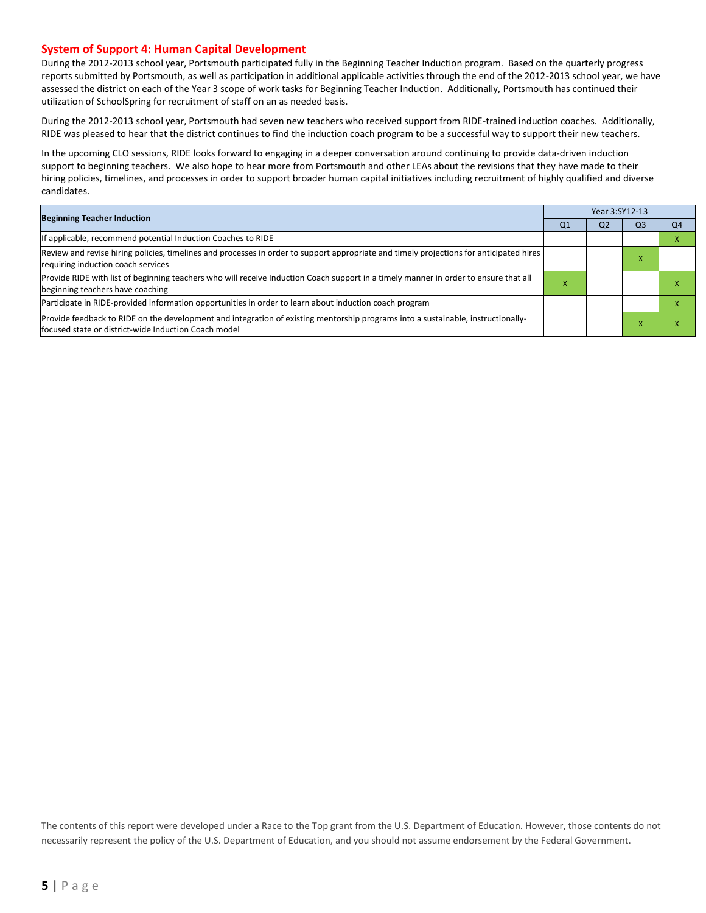## System of Support 4: Human Capital Development

During the 2012-2013 school year, Portsmouth participated fully in the Beginning Teacher Induction program. Based on the quarterly progress reports submitted by Portsmouth, as well as participation in additional applicable activities through the end of the 2012-2013 school year, we have assessed the district on each of the Year 3 scope of work tasks for Beginning Teacher Induction. Additionally, Portsmouth has continued their utilization of SchoolSpring for recruitment of staff on an as needed basis.

During the 2012-2013 school year, Portsmouth had seven new teachers who received support from RIDE-trained induction coaches. Additionally, RIDE was pleased to hear that the district continues to find the induction coach program to be a successful way to support their new teachers.

In the upcoming CLO sessions, RIDE looks forward to engaging in a deeper conversation around continuing to provide data-driven induction support to beginning teachers. We also hope to hear more from Portsmouth and other LEAs about the revisions that they have made to their hiring policies, timelines, and processes in order to support broader human capital initiatives including recruitment of highly qualified and diverse candidates.

| Beginning Teacher Induction | Year 3:SY12-13 | | | |
|---|---|---|---|---|
| | Q1 | Q2 | Q3 | Q4 |
| If applicable, recommend potential Induction Coaches to RIDE | | | | x |
| Review and revise hiring policies, timelines and processes in order to support appropriate and timely projections for anticipated hires requiring induction coach services | | | x | |
| Provide RIDE with list of beginning teachers who will receive Induction Coach support in a timely manner in order to ensure that all beginning teachers have coaching | x | | | x |
| Participate in RIDE-provided information opportunities in order to learn about induction coach program | | | | x |
| Provide feedback to RIDE on the development and integration of existing mentorship programs into a sustainable, instructionally-focused state or district-wide Induction Coach model | | | x | x |

The contents of this report were developed under a Race to the Top grant from the U.S. Department of Education. However, those contents do not necessarily represent the policy of the U.S. Department of Education, and you should not assume endorsement by the Federal Government.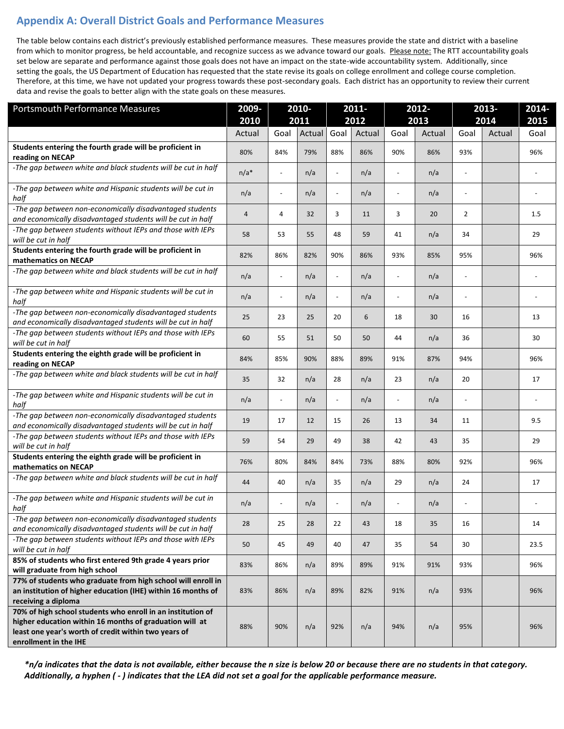## Appendix A: Overall District Goals and Performance Measures

The table below contains each district's previously established performance measures. These measures provide the state and district with a baseline from which to monitor progress, be held accountable, and recognize success as we advance toward our goals. Please note: The RTT accountability goals set below are separate and performance against those goals does not have an impact on the state-wide accountability system. Additionally, since setting the goals, the US Department of Education has requested that the state revise its goals on college enrollment and college course completion. Therefore, at this time, we have not updated your progress towards these post-secondary goals. Each district has an opportunity to review their current data and revise the goals to better align with the state goals on these measures.

| Portsmouth Performance Measures | 2009-2010 | 2010-2011 | | 2011-2012 | | 2012-2013 | | 2013-2014 | | 2014-2015 |
|---|---|---|---|---|---|---|---|---|---|---|
| | Actual | Goal | Actual | Goal | Actual | Goal | Actual | Goal | Actual | Goal |
| **Students entering the fourth grade will be proficient in reading on NECAP** | 80% | 84% | 79% | 88% | 86% | 90% | 86% | 93% | | 96% |
| *-The gap between white and black students will be cut in half* | n/a* | - | n/a | - | n/a | - | n/a | - | | - |
| *-The gap between white and Hispanic students will be cut in half* | n/a | - | n/a | - | n/a | - | n/a | - | | - |
| *-The gap between non-economically disadvantaged students and economically disadvantaged students will be cut in half* | 4 | 4 | 32 | 3 | 11 | 3 | 20 | 2 | | 1.5 |
| *-The gap between students without IEPs and those with IEPs will be cut in half* | 58 | 53 | 55 | 48 | 59 | 41 | n/a | 34 | | 29 |
| **Students entering the fourth grade will be proficient in mathematics on NECAP** | 82% | 86% | 82% | 90% | 86% | 93% | 85% | 95% | | 96% |
| *-The gap between white and black students will be cut in half* | n/a | - | n/a | - | n/a | - | n/a | - | | - |
| *-The gap between white and Hispanic students will be cut in half* | n/a | - | n/a | - | n/a | - | n/a | - | | - |
| *-The gap between non-economically disadvantaged students and economically disadvantaged students will be cut in half* | 25 | 23 | 25 | 20 | 6 | 18 | 30 | 16 | | 13 |
| *-The gap between students without IEPs and those with IEPs will be cut in half* | 60 | 55 | 51 | 50 | 50 | 44 | n/a | 36 | | 30 |
| **Students entering the eighth grade will be proficient in reading on NECAP** | 84% | 85% | 90% | 88% | 89% | 91% | 87% | 94% | | 96% |
| *-The gap between white and black students will be cut in half* | 35 | 32 | n/a | 28 | n/a | 23 | n/a | 20 | | 17 |
| *-The gap between white and Hispanic students will be cut in half* | n/a | - | n/a | - | n/a | - | n/a | - | | - |
| *-The gap between non-economically disadvantaged students and economically disadvantaged students will be cut in half* | 19 | 17 | 12 | 15 | 26 | 13 | 34 | 11 | | 9.5 |
| *-The gap between students without IEPs and those with IEPs will be cut in half* | 59 | 54 | 29 | 49 | 38 | 42 | 43 | 35 | | 29 |
| **Students entering the eighth grade will be proficient in mathematics on NECAP** | 76% | 80% | 84% | 84% | 73% | 88% | 80% | 92% | | 96% |
| *-The gap between white and black students will be cut in half* | 44 | 40 | n/a | 35 | n/a | 29 | n/a | 24 | | 17 |
| *-The gap between white and Hispanic students will be cut in half* | n/a | - | n/a | - | n/a | - | n/a | - | | - |
| *-The gap between non-economically disadvantaged students and economically disadvantaged students will be cut in half* | 28 | 25 | 28 | 22 | 43 | 18 | 35 | 16 | | 14 |
| *-The gap between students without IEPs and those with IEPs will be cut in half* | 50 | 45 | 49 | 40 | 47 | 35 | 54 | 30 | | 23.5 |
| **85% of students who first entered 9th grade 4 years prior will graduate from high school** | 83% | 86% | n/a | 89% | 89% | 91% | 91% | 93% | | 96% |
| **77% of students who graduate from high school will enroll in an institution of higher education (IHE) within 16 months of receiving a diploma** | 83% | 86% | n/a | 89% | 82% | 91% | n/a | 93% | | 96% |
| **70% of high school students who enroll in an institution of higher education within 16 months of graduation will at least one year's worth of credit within two years of enrollment in the IHE** | 88% | 90% | n/a | 92% | n/a | 94% | n/a | 95% | | 96% |

***n/a indicates that the data is not available, either because the n size is below 20 or because there are no students in that category. Additionally, a hyphen ( - ) indicates that the LEA did not set a goal for the applicable performance measure.***